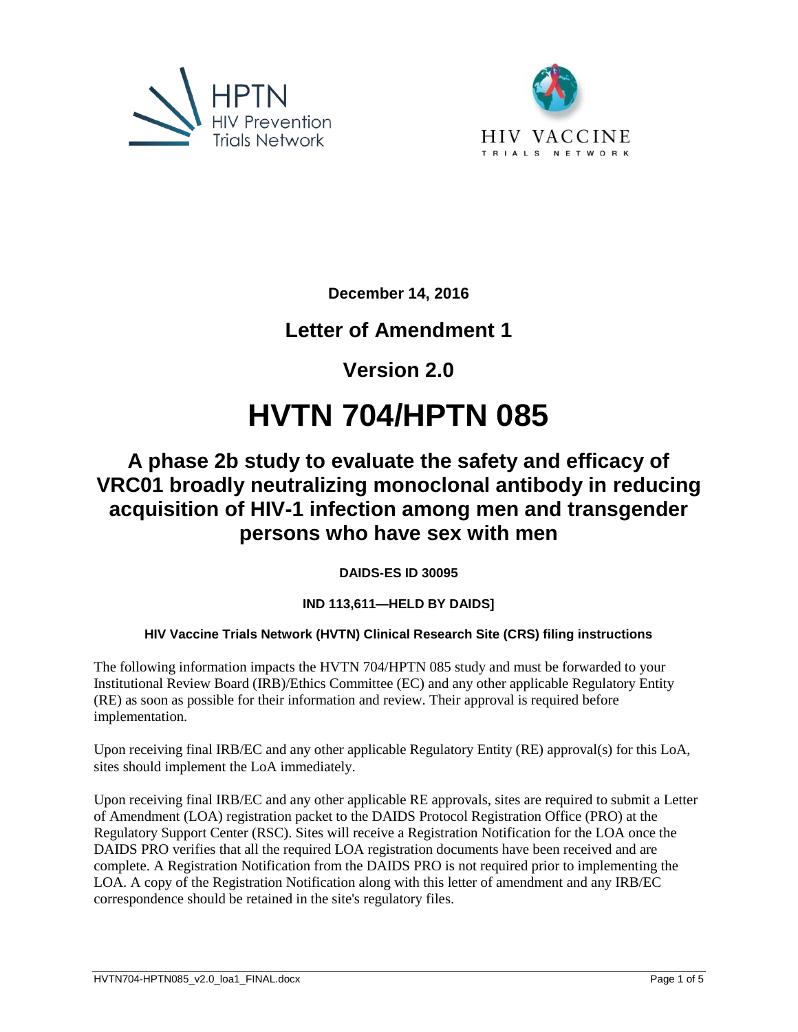HPTN
HIV Prevention
Trials Network

HIV VACCINE
TRIALS NETWORK

**December 14, 2016**

## Letter of Amendment 1

## Version 2.0

# HVTN 704/HPTN 085

## A phase 2b study to evaluate the safety and efficacy of VRC01 broadly neutralizing monoclonal antibody in reducing acquisition of HIV-1 infection among men and transgender persons who have sex with men

**DAIDS-ES ID 30095**

**IND 113,611—HELD BY DAIDS]**

**HIV Vaccine Trials Network (HVTN) Clinical Research Site (CRS) filing instructions**

The following information impacts the HVTN 704/HPTN 085 study and must be forwarded to your Institutional Review Board (IRB)/Ethics Committee (EC) and any other applicable Regulatory Entity (RE) as soon as possible for their information and review. Their approval is required before implementation.

Upon receiving final IRB/EC and any other applicable Regulatory Entity (RE) approval(s) for this LoA, sites should implement the LoA immediately.

Upon receiving final IRB/EC and any other applicable RE approvals, sites are required to submit a Letter of Amendment (LOA) registration packet to the DAIDS Protocol Registration Office (PRO) at the Regulatory Support Center (RSC). Sites will receive a Registration Notification for the LOA once the DAIDS PRO verifies that all the required LOA registration documents have been received and are complete. A Registration Notification from the DAIDS PRO is not required prior to implementing the LOA. A copy of the Registration Notification along with this letter of amendment and any IRB/EC correspondence should be retained in the site's regulatory files.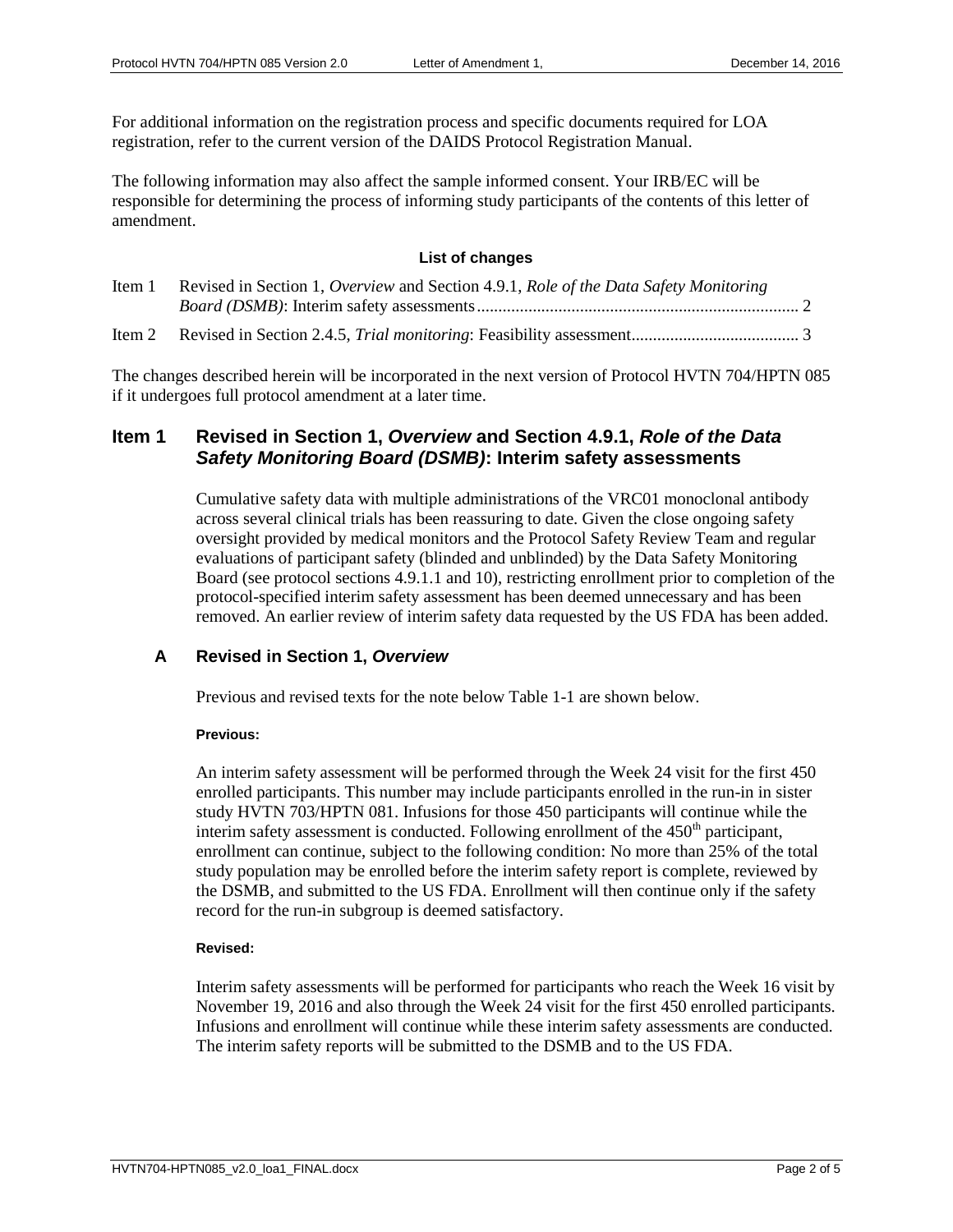For additional information on the registration process and specific documents required for LOA registration, refer to the current version of the DAIDS Protocol Registration Manual.

The following information may also affect the sample informed consent. Your IRB/EC will be responsible for determining the process of informing study participants of the contents of this letter of amendment.

**List of changes**

Item 1 Revised in Section 1, *Overview* and Section 4.9.1, *Role of the Data Safety Monitoring Board (DSMB)*: Interim safety assessments .......................................................................... 2

Item 2 Revised in Section 2.4.5, *Trial monitoring*: Feasibility assessment....................................... 3

The changes described herein will be incorporated in the next version of Protocol HVTN 704/HPTN 085 if it undergoes full protocol amendment at a later time.

## Item 1 Revised in Section 1, *Overview* and Section 4.9.1, *Role of the Data Safety Monitoring Board (DSMB)*: Interim safety assessments

Cumulative safety data with multiple administrations of the VRC01 monoclonal antibody across several clinical trials has been reassuring to date. Given the close ongoing safety oversight provided by medical monitors and the Protocol Safety Review Team and regular evaluations of participant safety (blinded and unblinded) by the Data Safety Monitoring Board (see protocol sections 4.9.1.1 and 10), restricting enrollment prior to completion of the protocol-specified interim safety assessment has been deemed unnecessary and has been removed. An earlier review of interim safety data requested by the US FDA has been added.

### A Revised in Section 1, *Overview*

Previous and revised texts for the note below Table 1-1 are shown below.

**Previous:**

An interim safety assessment will be performed through the Week 24 visit for the first 450 enrolled participants. This number may include participants enrolled in the run-in in sister study HVTN 703/HPTN 081. Infusions for those 450 participants will continue while the interim safety assessment is conducted. Following enrollment of the 450th participant, enrollment can continue, subject to the following condition: No more than 25% of the total study population may be enrolled before the interim safety report is complete, reviewed by the DSMB, and submitted to the US FDA. Enrollment will then continue only if the safety record for the run-in subgroup is deemed satisfactory.

**Revised:**

Interim safety assessments will be performed for participants who reach the Week 16 visit by November 19, 2016 and also through the Week 24 visit for the first 450 enrolled participants. Infusions and enrollment will continue while these interim safety assessments are conducted. The interim safety reports will be submitted to the DSMB and to the US FDA.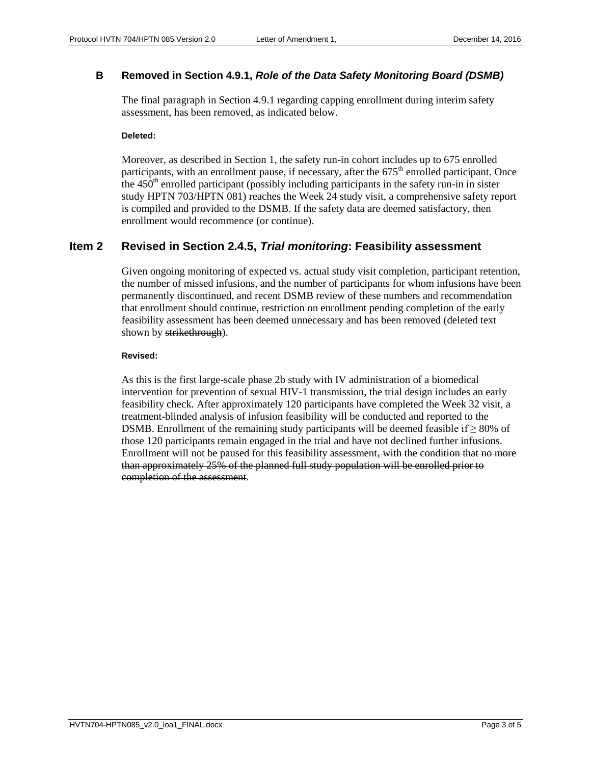### B Removed in Section 4.9.1, *Role of the Data Safety Monitoring Board (DSMB)*

The final paragraph in Section 4.9.1 regarding capping enrollment during interim safety assessment, has been removed, as indicated below.

**Deleted:**

Moreover, as described in Section 1, the safety run-in cohort includes up to 675 enrolled participants, with an enrollment pause, if necessary, after the 675$^{th}$ enrolled participant. Once the 450$^{th}$ enrolled participant (possibly including participants in the safety run-in in sister study HPTN 703/HPTN 081) reaches the Week 24 study visit, a comprehensive safety report is compiled and provided to the DSMB. If the safety data are deemed satisfactory, then enrollment would recommence (or continue).

## Item 2 Revised in Section 2.4.5, *Trial monitoring*: Feasibility assessment

Given ongoing monitoring of expected vs. actual study visit completion, participant retention, the number of missed infusions, and the number of participants for whom infusions have been permanently discontinued, and recent DSMB review of these numbers and recommendation that enrollment should continue, restriction on enrollment pending completion of the early feasibility assessment has been deemed unnecessary and has been removed (deleted text shown by ~~strikethrough~~).

**Revised:**

As this is the first large-scale phase 2b study with IV administration of a biomedical intervention for prevention of sexual HIV-1 transmission, the trial design includes an early feasibility check. After approximately 120 participants have completed the Week 32 visit, a treatment-blinded analysis of infusion feasibility will be conducted and reported to the DSMB. Enrollment of the remaining study participants will be deemed feasible if ≥ 80% of those 120 participants remain engaged in the trial and have not declined further infusions. Enrollment will not be paused for this feasibility assessment~~, with the condition that no more than approximately 25% of the planned full study population will be enrolled prior to completion of the assessment~~.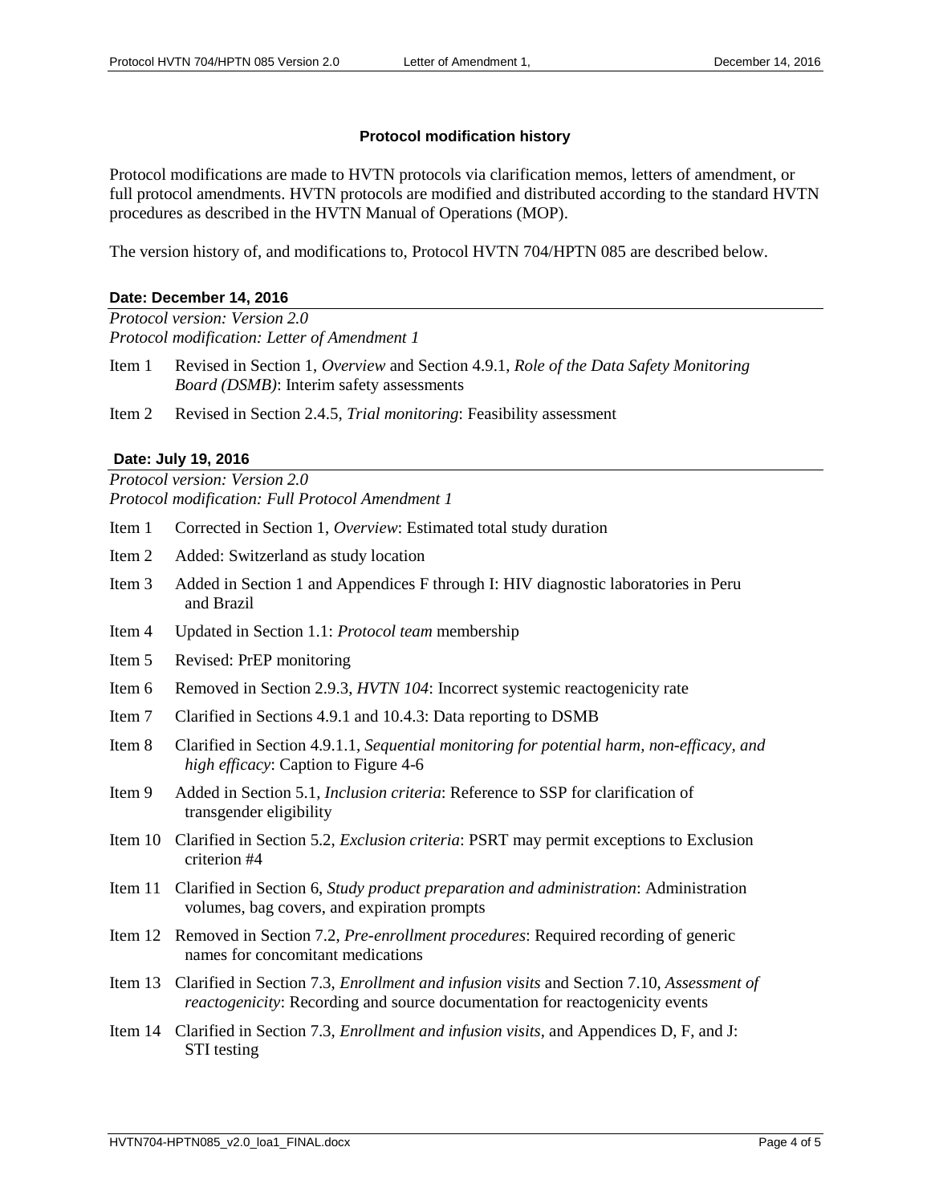### Protocol modification history

Protocol modifications are made to HVTN protocols via clarification memos, letters of amendment, or full protocol amendments. HVTN protocols are modified and distributed according to the standard HVTN procedures as described in the HVTN Manual of Operations (MOP).

The version history of, and modifications to, Protocol HVTN 704/HPTN 085 are described below.

#### Date: December 14, 2016

*Protocol version: Version 2.0*
*Protocol modification: Letter of Amendment 1*

- Item 1 Revised in Section 1, *Overview* and Section 4.9.1, *Role of the Data Safety Monitoring Board (DSMB)*: Interim safety assessments
- Item 2 Revised in Section 2.4.5, *Trial monitoring*: Feasibility assessment

#### Date: July 19, 2016

*Protocol version: Version 2.0*
*Protocol modification: Full Protocol Amendment 1*

- Item 1 Corrected in Section 1, *Overview*: Estimated total study duration
- Item 2 Added: Switzerland as study location
- Item 3 Added in Section 1 and Appendices F through I: HIV diagnostic laboratories in Peru and Brazil
- Item 4 Updated in Section 1.1: *Protocol team* membership
- Item 5 Revised: PrEP monitoring
- Item 6 Removed in Section 2.9.3, *HVTN 104*: Incorrect systemic reactogenicity rate
- Item 7 Clarified in Sections 4.9.1 and 10.4.3: Data reporting to DSMB
- Item 8 Clarified in Section 4.9.1.1, *Sequential monitoring for potential harm, non-efficacy, and high efficacy*: Caption to Figure 4-6
- Item 9 Added in Section 5.1, *Inclusion criteria*: Reference to SSP for clarification of transgender eligibility
- Item 10 Clarified in Section 5.2, *Exclusion criteria*: PSRT may permit exceptions to Exclusion criterion #4
- Item 11 Clarified in Section 6, *Study product preparation and administration*: Administration volumes, bag covers, and expiration prompts
- Item 12 Removed in Section 7.2, *Pre-enrollment procedures*: Required recording of generic names for concomitant medications
- Item 13 Clarified in Section 7.3, *Enrollment and infusion visits* and Section 7.10, *Assessment of reactogenicity*: Recording and source documentation for reactogenicity events
- Item 14 Clarified in Section 7.3, *Enrollment and infusion visits*, and Appendices D, F, and J: STI testing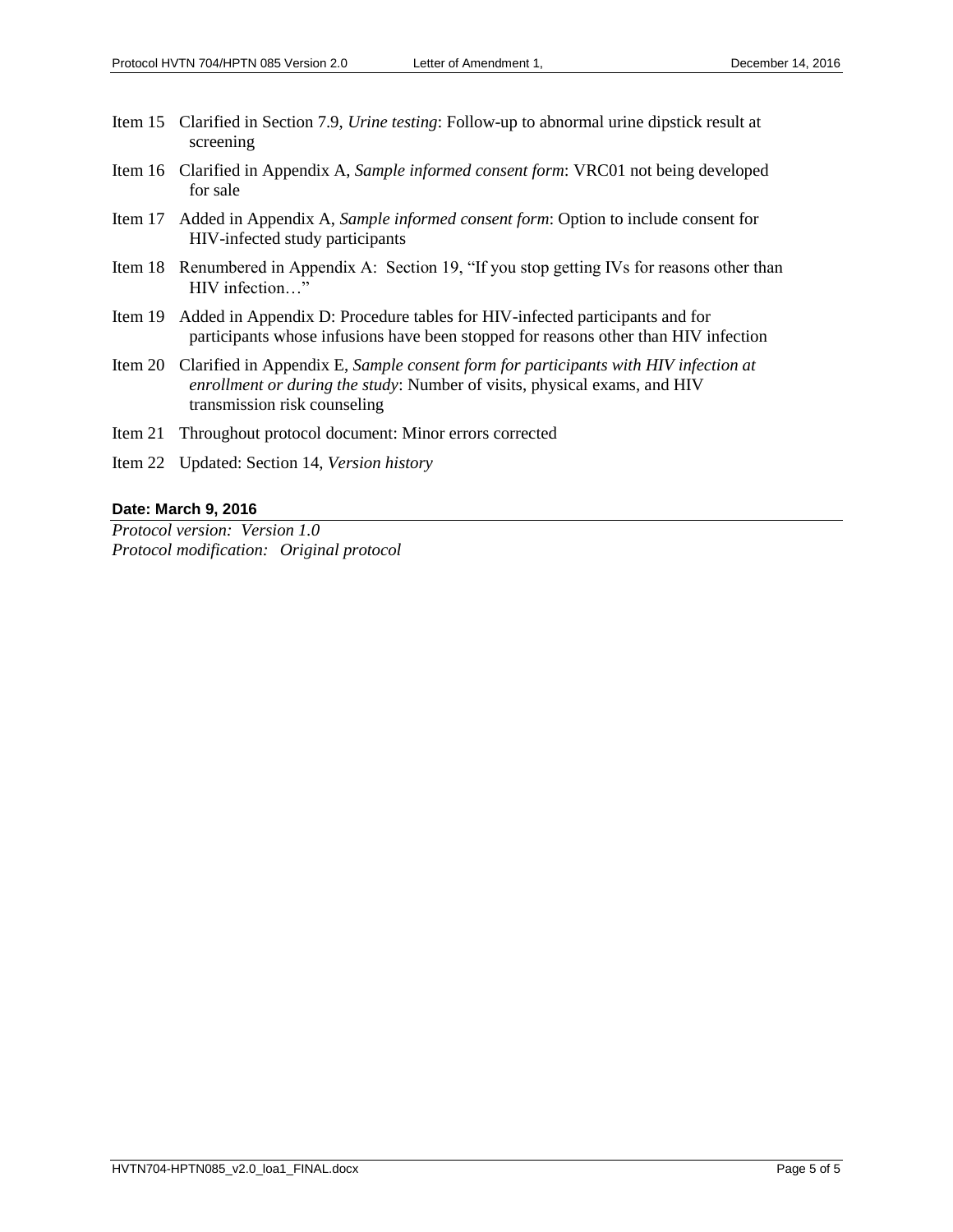Item 15 Clarified in Section 7.9, *Urine testing*: Follow-up to abnormal urine dipstick result at screening

Item 16 Clarified in Appendix A, *Sample informed consent form*: VRC01 not being developed for sale

Item 17 Added in Appendix A, *Sample informed consent form*: Option to include consent for HIV-infected study participants

Item 18 Renumbered in Appendix A: Section 19, "If you stop getting IVs for reasons other than HIV infection…"

Item 19 Added in Appendix D: Procedure tables for HIV-infected participants and for participants whose infusions have been stopped for reasons other than HIV infection

Item 20 Clarified in Appendix E, *Sample consent form for participants with HIV infection at enrollment or during the study*: Number of visits, physical exams, and HIV transmission risk counseling

Item 21 Throughout protocol document: Minor errors corrected

Item 22 Updated: Section 14, *Version history*

**Date: March 9, 2016**

*Protocol version: Version 1.0*
*Protocol modification: Original protocol*